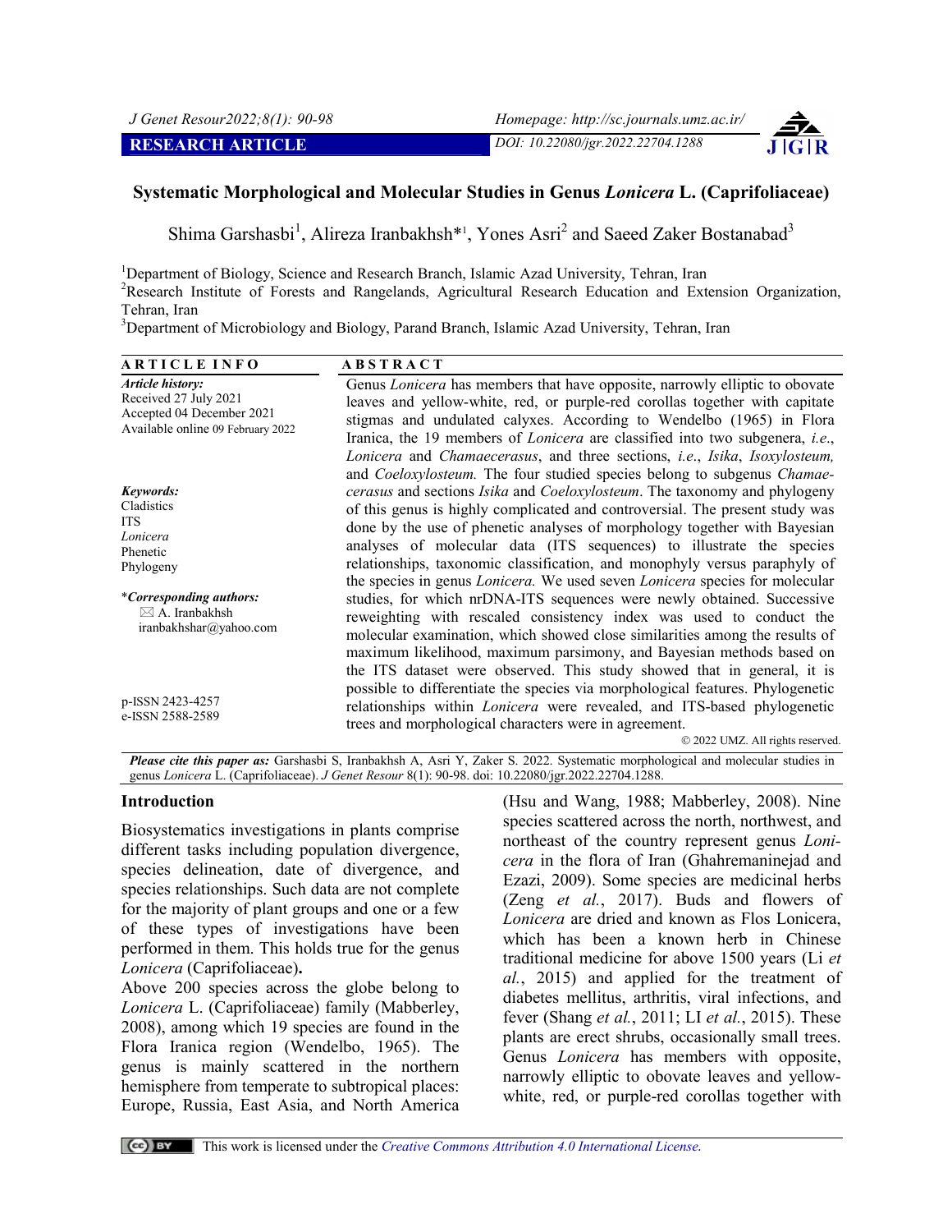RESEARCH ARTICLE

# Systematic Morphological and Molecular Studies in Genus *Lonicera* L. (Caprifoliaceae)

Shima Garshasbi[1], Alireza Iranbakhsh*[1], Yones Asri[2] and Saeed Zaker Bostanabad[3]

[1]Department of Biology, Science and Research Branch, Islamic Azad University, Tehran, Iran
[2]Research Institute of Forests and Rangelands, Agricultural Research Education and Extension Organization, Tehran, Iran
[3]Department of Microbiology and Biology, Parand Branch, Islamic Azad University, Tehran, Iran

**ARTICLE INFO**

***Article history:***
Received 27 July 2021
Accepted 04 December 2021
Available online 09 February 2022

***Keywords:***
Cladistics
ITS
*Lonicera*
Phenetic
Phylogeny

\****Corresponding authors:***
A. Iranbakhsh
iranbakhshar@yahoo.com

p-ISSN 2423-4257
e-ISSN 2588-2589

**ABSTRACT**

Genus *Lonicera* has members that have opposite, narrowly elliptic to obovate leaves and yellow-white, red, or purple-red corollas together with capitate stigmas and undulated calyxes. According to Wendelbo (1965) in Flora Iranica, the 19 members of *Lonicera* are classified into two subgenera, *i.e.*, *Lonicera* and *Chamaecerasus*, and three sections, *i.e.*, *Isika*, *Isoxylosteum,* and *Coeloxylosteum.* The four studied species belong to subgenus *Chamaecerasus* and sections *Isika* and *Coeloxylosteum*. The taxonomy and phylogeny of this genus is highly complicated and controversial. The present study was done by the use of phenetic analyses of morphology together with Bayesian analyses of molecular data (ITS sequences) to illustrate the species relationships, taxonomic classification, and monophyly versus paraphyly of the species in genus *Lonicera.* We used seven *Lonicera* species for molecular studies, for which nrDNA-ITS sequences were newly obtained. Successive reweighting with rescaled consistency index was used to conduct the molecular examination, which showed close similarities among the results of maximum likelihood, maximum parsimony, and Bayesian methods based on the ITS dataset were observed. This study showed that in general, it is possible to differentiate the species via morphological features. Phylogenetic relationships within *Lonicera* were revealed, and ITS-based phylogenetic trees and morphological characters were in agreement.

© 2022 UMZ. All rights reserved.

***Please cite this paper as:*** Garshasbi S, Iranbakhsh A, Asri Y, Zaker S. 2022. Systematic morphological and molecular studies in genus *Lonicera* L. (Caprifoliaceae). *J Genet Resour* 8(1): 90-98. doi: 10.22080/jgr.2022.22704.1288.

## Introduction

Biosystematics investigations in plants comprise different tasks including population divergence, species delineation, date of divergence, and species relationships. Such data are not complete for the majority of plant groups and one or a few of these types of investigations have been performed in them. This holds true for the genus *Lonicera* (Caprifoliaceae)**.**

Above 200 species across the globe belong to *Lonicera* L. (Caprifoliaceae) family (Mabberley, 2008), among which 19 species are found in the Flora Iranica region (Wendelbo, 1965). The genus is mainly scattered in the northern hemisphere from temperate to subtropical places: Europe, Russia, East Asia, and North America (Hsu and Wang, 1988; Mabberley, 2008). Nine species scattered across the north, northwest, and northeast of the country represent genus *Lonicera* in the flora of Iran (Ghahremaninejad and Ezazi, 2009). Some species are medicinal herbs (Zeng *et al.*, 2017). Buds and flowers of *Lonicera* are dried and known as Flos Lonicera, which has been a known herb in Chinese traditional medicine for above 1500 years (Li *et al.*, 2015) and applied for the treatment of diabetes mellitus, arthritis, viral infections, and fever (Shang *et al.*, 2011; LI *et al.*, 2015). These plants are erect shrubs, occasionally small trees. Genus *Lonicera* has members with opposite, narrowly elliptic to obovate leaves and yellow-white, red, or purple-red corollas together with

This work is licensed under the *Creative Commons Attribution 4.0 International License.*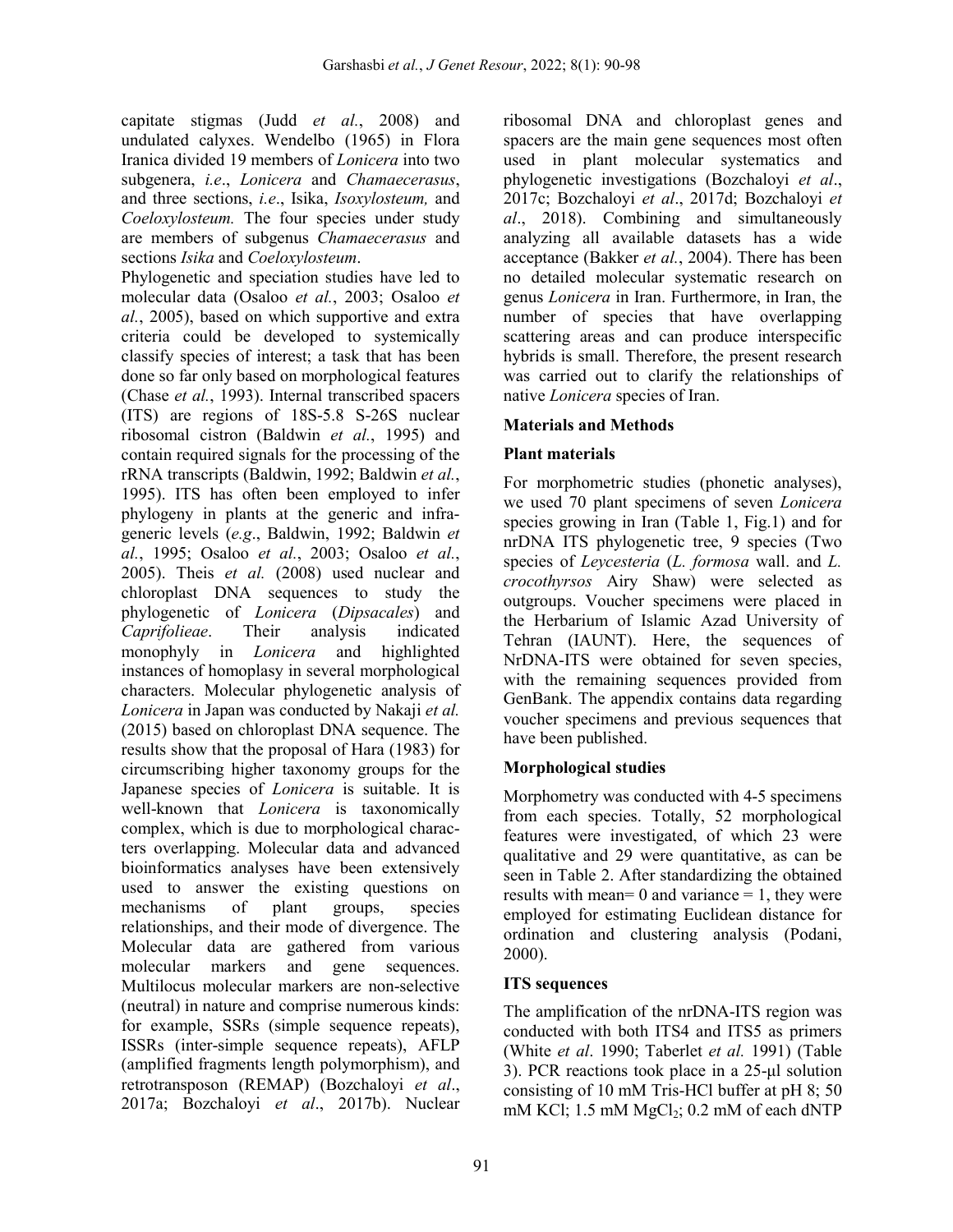capitate stigmas (Judd *et al*., 2008) and undulated calyxes. Wendelbo (1965) in Flora Iranica divided 19 members of *Lonicera* into two subgenera, *i.e*., *Lonicera* and *Chamaecerasus*, and three sections, *i.e*., Isika, *Isoxylosteum,* and *Coeloxylosteum.* The four species under study are members of subgenus *Chamaecerasus* and sections *Isika* and *Coeloxylosteum*.

Phylogenetic and speciation studies have led to molecular data (Osaloo *et al.*, 2003; Osaloo *et al.*, 2005), based on which supportive and extra criteria could be developed to systemically classify species of interest; a task that has been done so far only based on morphological features (Chase *et al.*, 1993). Internal transcribed spacers (ITS) are regions of 18S-5.8 S-26S nuclear ribosomal cistron (Baldwin *et al.*, 1995) and contain required signals for the processing of the rRNA transcripts (Baldwin, 1992; Baldwin *et al.*, 1995). ITS has often been employed to infer phylogeny in plants at the generic and infra-generic levels (*e.g*., Baldwin, 1992; Baldwin *et al.*, 1995; Osaloo *et al.*, 2003; Osaloo *et al.*, 2005). Theis *et al.* (2008) used nuclear and chloroplast DNA sequences to study the phylogenetic of *Lonicera* (*Dipsacales*) and *Caprifolieae*. Their analysis indicated monophyly in *Lonicera* and highlighted instances of homoplasy in several morphological characters. Molecular phylogenetic analysis of *Lonicera* in Japan was conducted by Nakaji *et al.* (2015) based on chloroplast DNA sequence. The results show that the proposal of Hara (1983) for circumscribing higher taxonomy groups for the Japanese species of *Lonicera* is suitable. It is well-known that *Lonicera* is taxonomically complex, which is due to morphological characters overlapping. Molecular data and advanced bioinformatics analyses have been extensively used to answer the existing questions on mechanisms of plant groups, species relationships, and their mode of divergence. The Molecular data are gathered from various molecular markers and gene sequences. Multilocus molecular markers are non-selective (neutral) in nature and comprise numerous kinds: for example, SSRs (simple sequence repeats), ISSRs (inter-simple sequence repeats), AFLP (amplified fragments length polymorphism), and retrotransposon (REMAP) (Bozchaloyi *et al*., 2017a; Bozchaloyi *et al*., 2017b). Nuclear ribosomal DNA and chloroplast genes and spacers are the main gene sequences most often used in plant molecular systematics and phylogenetic investigations (Bozchaloyi *et al*., 2017c; Bozchaloyi *et al*., 2017d; Bozchaloyi *et al*., 2018). Combining and simultaneously analyzing all available datasets has a wide acceptance (Bakker *et al.*, 2004). There has been no detailed molecular systematic research on genus *Lonicera* in Iran. Furthermore, in Iran, the number of species that have overlapping scattering areas and can produce interspecific hybrids is small. Therefore, the present research was carried out to clarify the relationships of native *Lonicera* species of Iran.

## Materials and Methods

### Plant materials

For morphometric studies (phonetic analyses), we used 70 plant specimens of seven *Lonicera* species growing in Iran (Table 1, Fig.1) and for nrDNA ITS phylogenetic tree, 9 species (Two species of *Leycesteria* (*L. formosa* wall. and *L. crocothyrsos* Airy Shaw) were selected as outgroups. Voucher specimens were placed in the Herbarium of Islamic Azad University of Tehran (IAUNT). Here, the sequences of NrDNA-ITS were obtained for seven species, with the remaining sequences provided from GenBank. The appendix contains data regarding voucher specimens and previous sequences that have been published.

### Morphological studies

Morphometry was conducted with 4-5 specimens from each species. Totally, 52 morphological features were investigated, of which 23 were qualitative and 29 were quantitative, as can be seen in Table 2. After standardizing the obtained results with mean= 0 and variance = 1, they were employed for estimating Euclidean distance for ordination and clustering analysis (Podani, 2000).

### ITS sequences

The amplification of the nrDNA-ITS region was conducted with both ITS4 and ITS5 as primers (White *et al*. 1990; Taberlet *et al.* 1991) (Table 3). PCR reactions took place in a 25-µl solution consisting of 10 mM Tris-HCl buffer at pH 8; 50 mM KCl; 1.5 mM $MgCl_2$; 0.2 mM of each dNTP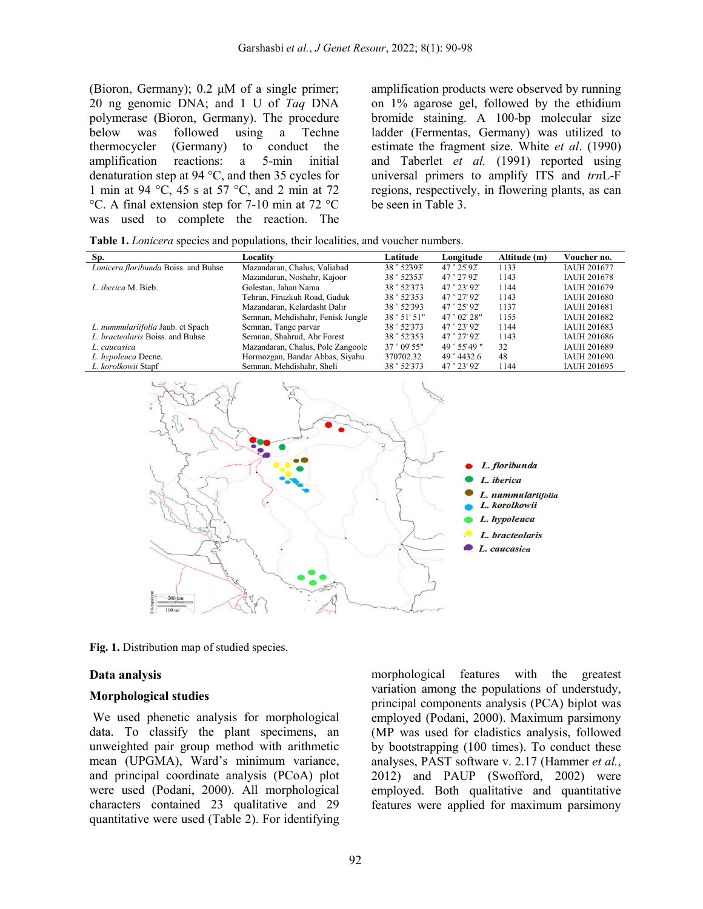(Bioron, Germany); 0.2 µM of a single primer; 20 ng genomic DNA; and 1 U of *Taq* DNA polymerase (Bioron, Germany). The procedure below was followed using a Techne thermocycler (Germany) to conduct the amplification reactions: a 5-min initial denaturation step at 94 °C, and then 35 cycles for 1 min at 94 °C, 45 s at 57 °C, and 2 min at 72 °C. A final extension step for 7-10 min at 72 °C was used to complete the reaction. The amplification products were observed by running on 1% agarose gel, followed by the ethidium bromide staining. A 100-bp molecular size ladder (Fermentas, Germany) was utilized to estimate the fragment size. White *et al*. (1990) and Taberlet *et al.* (1991) reported using universal primers to amplify ITS and *trn*L-F regions, respectively, in flowering plants, as can be seen in Table 3.

**Table 1.** *Lonicera* species and populations, their localities, and voucher numbers.

| Sp. | Locality | Latitude | Longitude | Altitude (m) | Voucher no. |
|---|---|---|---|---|---|
| *Lonicera floribunda* Boiss. and Buhse | Mazandaran, Chalus, Valiabad | 38 ° 52393' | 47 ° 25 92' | 1133 | IAUH 201677 |
| | Mazandaran, Noshahr, Kajoor | 38 ° 52353' | 47 ° 27 92' | 1143 | IAUH 201678 |
| *L. iberica* M. Bieb. | Golestan, Jahan Nama | 38 ° 52'373 | 47 ° 23' 92' | 1144 | IAUH 201679 |
| | Tehran, Firuzkuh Road, Gaduk | 38 ° 52'353 | 47 ° 27' 92' | 1143 | IAUH 201680 |
| | Mazandaran, Kelardasht Dalir | 38 ° 52'393 | 47 ° 25' 92' | 1137 | IAUH 201681 |
| | Semnan, Mehdishahr, Fenisk Jungle | 38 ° 51' 51" | 47 ° 02' 28" | 1155 | IAUH 201682 |
| *L. nummulariifolia* Jaub. et Spach | Semnan, Tange parvar | 38 ° 52'373 | 47 ° 23' 92' | 1144 | IAUH 201683 |
| *L. bracteolaris* Boiss. and Buhse | Semnan, Shahrud, Abr Forest | 38 ° 52'353 | 47 ° 27' 92' | 1143 | IAUH 201686 |
| *L. caucasica* | Mazandaran, Chalus, Pole Zangoole | 37 ° 09 55" | 49 ° 55' 49 " | 32 | IAUH 201689 |
| *L. hypoleuca* Decne. | Hormozgan, Bandar Abbas, Siyahu | 370702.32 | 49 ° 4432.6 | 48 | IAUH 201690 |
| *L. korolkowii* Stapf | Semnan, Mehdishahr, Sheli | 38 ° 52'373 | 47 ° 23' 92' | 1144 | IAUH 201695 |

**Fig. 1.** Distribution map of studied species.

## Data analysis

### Morphological studies

We used phenetic analysis for morphological data. To classify the plant specimens, an unweighted pair group method with arithmetic mean (UPGMA), Ward's minimum variance, and principal coordinate analysis (PCoA) plot were used (Podani, 2000). All morphological characters contained 23 qualitative and 29 quantitative were used (Table 2). For identifying morphological features with the greatest variation among the populations of understudy, principal components analysis (PCA) biplot was employed (Podani, 2000). Maximum parsimony (MP was used for cladistics analysis, followed by bootstrapping (100 times). To conduct these analyses, PAST software v. 2.17 (Hammer *et al.*, 2012) and PAUP (Swofford, 2002) were employed. Both qualitative and quantitative features were applied for maximum parsimony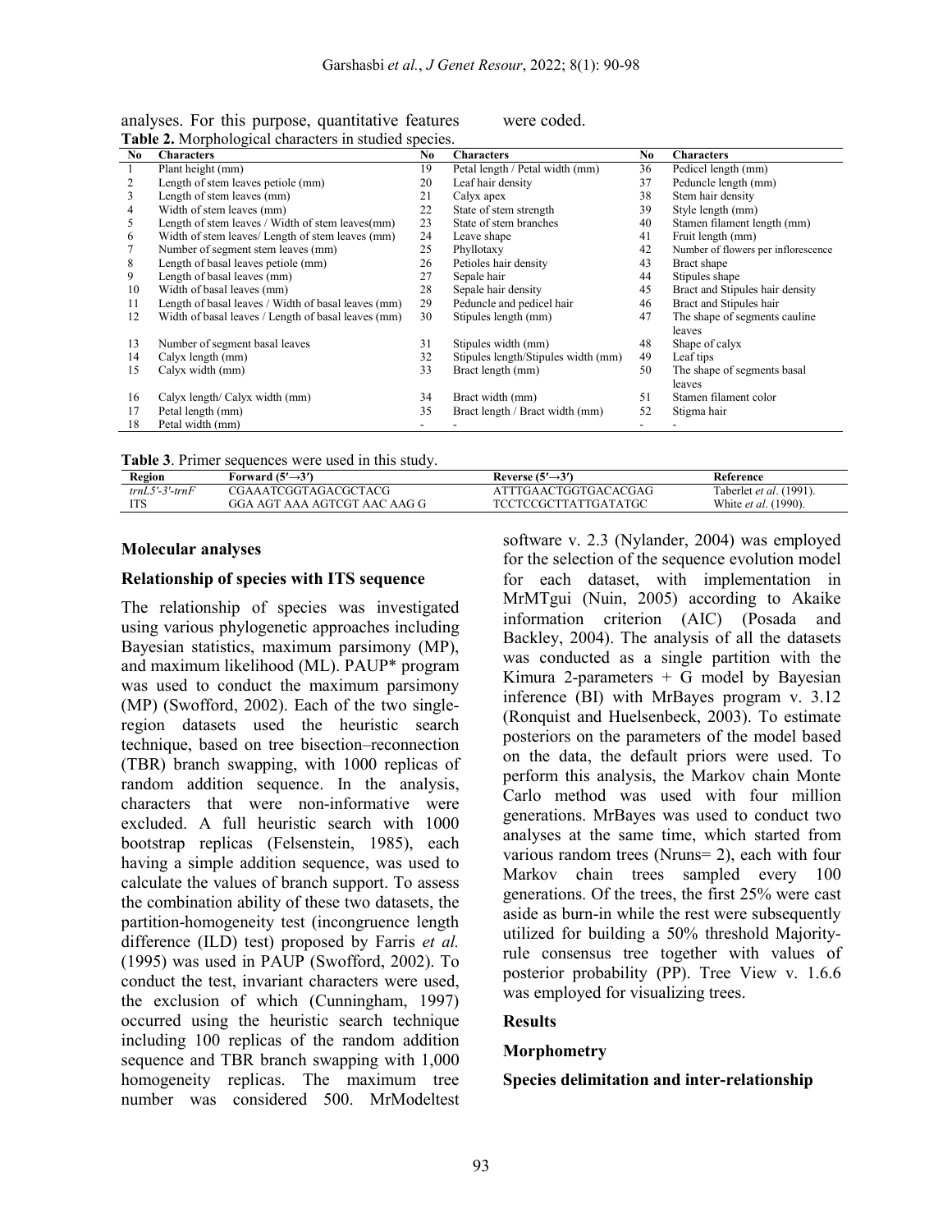analyses. For this purpose, quantitative features were coded.

**Table 2.** Morphological characters in studied species.

| No | Characters | No | Characters | No | Characters |
|---|---|---|---|---|---|
| 1 | Plant height (mm) | 19 | Petal length / Petal width (mm) | 36 | Pedicel length (mm) |
| 2 | Length of stem leaves petiole (mm) | 20 | Leaf hair density | 37 | Peduncle length (mm) |
| 3 | Length of stem leaves (mm) | 21 | Calyx apex | 38 | Stem hair density |
| 4 | Width of stem leaves (mm) | 22 | State of stem strength | 39 | Style length (mm) |
| 5 | Length of stem leaves / Width of stem leaves(mm) | 23 | State of stem branches | 40 | Stamen filament length (mm) |
| 6 | Width of stem leaves/ Length of stem leaves (mm) | 24 | Leave shape | 41 | Fruit length (mm) |
| 7 | Number of segment stem leaves (mm) | 25 | Phyllotaxy | 42 | Number of flowers per inflorescence |
| 8 | Length of basal leaves petiole (mm) | 26 | Petioles hair density | 43 | Bract shape |
| 9 | Length of basal leaves (mm) | 27 | Sepale hair | 44 | Stipules shape |
| 10 | Width of basal leaves (mm) | 28 | Sepale hair density | 45 | Bract and Stipules hair density |
| 11 | Length of basal leaves / Width of basal leaves (mm) | 29 | Peduncle and pedicel hair | 46 | Bract and Stipules hair |
| 12 | Width of basal leaves / Length of basal leaves (mm) | 30 | Stipules length (mm) | 47 | The shape of segments cauline leaves |
| 13 | Number of segment basal leaves | 31 | Stipules width (mm) | 48 | Shape of calyx |
| 14 | Calyx length (mm) | 32 | Stipules length/Stipules width (mm) | 49 | Leaf tips |
| 15 | Calyx width (mm) | 33 | Bract length (mm) | 50 | The shape of segments basal leaves |
| 16 | Calyx length/ Calyx width (mm) | 34 | Bract width (mm) | 51 | Stamen filament color |
| 17 | Petal length (mm) | 35 | Bract length / Bract width (mm) | 52 | Stigma hair |
| 18 | Petal width (mm) | - | - | - | - |

**Table 3**. Primer sequences were used in this study.

| Region | Forward (5′→3′) | Reverse (5′→3′) | Reference |
|---|---|---|---|
| *trnL5′-3′-trnF* | CGAAATCGGTAGACGCTACG | ATTTGAACTGGTGACACGAG | Taberlet *et al*. (1991). |
| ITS | GGA AGT AAA AGTCGT AAC AAG G | TCCTCCGCTTATTGATATGC | White *et al*. (1990). |

## Molecular analyses

### Relationship of species with ITS sequence

The relationship of species was investigated using various phylogenetic approaches including Bayesian statistics, maximum parsimony (MP), and maximum likelihood (ML). PAUP* program was used to conduct the maximum parsimony (MP) (Swofford, 2002). Each of the two single-region datasets used the heuristic search technique, based on tree bisection–reconnection (TBR) branch swapping, with 1000 replicas of random addition sequence. In the analysis, characters that were non-informative were excluded. A full heuristic search with 1000 bootstrap replicas (Felsenstein, 1985), each having a simple addition sequence, was used to calculate the values of branch support. To assess the combination ability of these two datasets, the partition-homogeneity test (incongruence length difference (ILD) test) proposed by Farris *et al.* (1995) was used in PAUP (Swofford, 2002). To conduct the test, invariant characters were used, the exclusion of which (Cunningham, 1997) occurred using the heuristic search technique including 100 replicas of the random addition sequence and TBR branch swapping with 1,000 homogeneity replicas. The maximum tree number was considered 500. MrModeltest software v. 2.3 (Nylander, 2004) was employed for the selection of the sequence evolution model for each dataset, with implementation in MrMTgui (Nuin, 2005) according to Akaike information criterion (AIC) (Posada and Backley, 2004). The analysis of all the datasets was conducted as a single partition with the Kimura 2-parameters + G model by Bayesian inference (BI) with MrBayes program v. 3.12 (Ronquist and Huelsenbeck, 2003). To estimate posteriors on the parameters of the model based on the data, the default priors were used. To perform this analysis, the Markov chain Monte Carlo method was used with four million generations. MrBayes was used to conduct two analyses at the same time, which started from various random trees (Nruns= 2), each with four Markov chain trees sampled every 100 generations. Of the trees, the first 25% were cast aside as burn-in while the rest were subsequently utilized for building a 50% threshold Majority-rule consensus tree together with values of posterior probability (PP). Tree View v. 1.6.6 was employed for visualizing trees.

## Results

### Morphometry

### Species delimitation and inter-relationship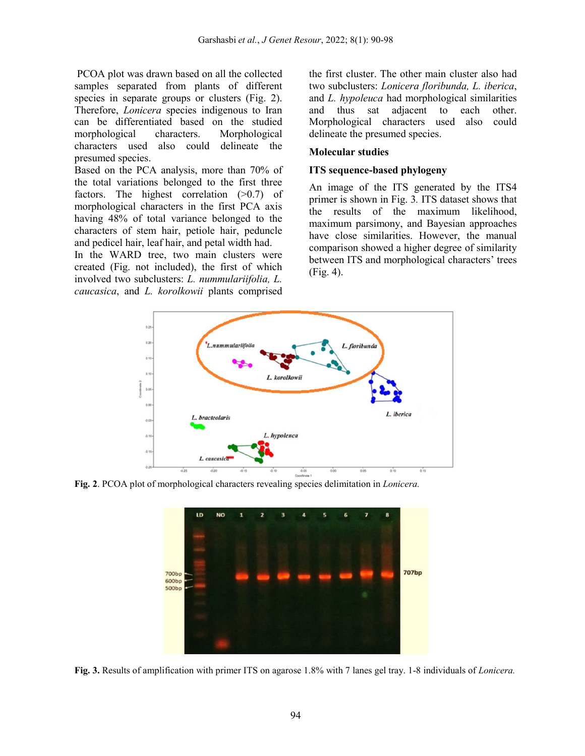PCOA plot was drawn based on all the collected samples separated from plants of different species in separate groups or clusters (Fig. 2). Therefore, *Lonicera* species indigenous to Iran can be differentiated based on the studied morphological characters. Morphological characters used also could delineate the presumed species.

Based on the PCA analysis, more than 70% of the total variations belonged to the first three factors. The highest correlation (>0.7) of morphological characters in the first PCA axis having 48% of total variance belonged to the characters of stem hair, petiole hair, peduncle and pedicel hair, leaf hair, and petal width had.

In the WARD tree, two main clusters were created (Fig. not included), the first of which involved two subclusters: *L. nummulariifolia, L. caucasica*, and *L. korolkowii* plants comprised the first cluster. The other main cluster also had two subclusters: *Lonicera floribunda, L. iberica*, and *L. hypoleuca* had morphological similarities and thus sat adjacent to each other. Morphological characters used also could delineate the presumed species.

### Molecular studies

### ITS sequence-based phylogeny

An image of the ITS generated by the ITS4 primer is shown in Fig. 3. ITS dataset shows that the results of the maximum likelihood, maximum parsimony, and Bayesian approaches have close similarities. However, the manual comparison showed a higher degree of similarity between ITS and morphological characters' trees (Fig. 4).

**Fig. 2**. PCOA plot of morphological characters revealing species delimitation in *Lonicera.*

**Fig. 3.** Results of amplification with primer ITS on agarose 1.8% with 7 lanes gel tray. 1-8 individuals of *Lonicera.*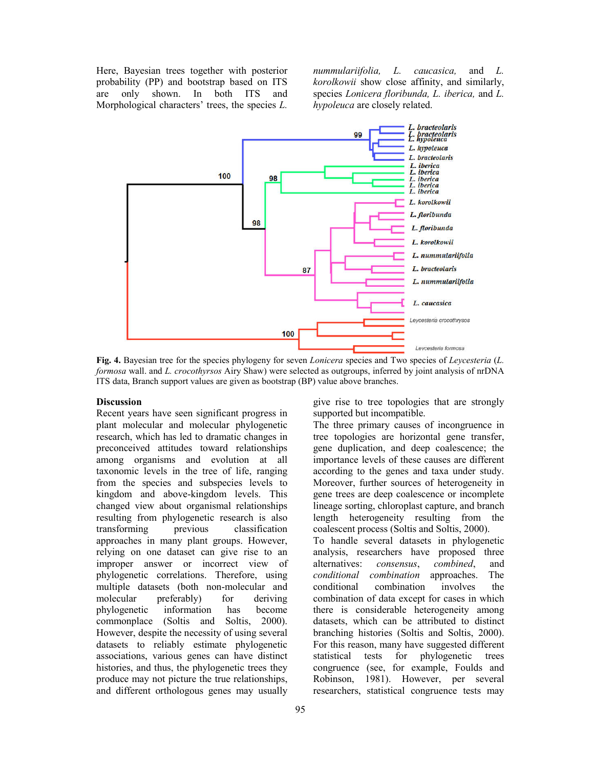Here, Bayesian trees together with posterior probability (PP) and bootstrap based on ITS are only shown. In both ITS and Morphological characters' trees, the species *L. nummulariifolia, L. caucasica,* and *L. korolkowii* show close affinity, and similarly, species *Lonicera floribunda, L. iberica,* and *L. hypoleuca* are closely related.

**Fig. 4.** Bayesian tree for the species phylogeny for seven *Lonicera* species and Two species of *Leycesteria* (*L. formosa* wall. and *L. crocothyrsos* Airy Shaw) were selected as outgroups, inferred by joint analysis of nrDNA ITS data, Branch support values are given as bootstrap (BP) value above branches.

## Discussion

Recent years have seen significant progress in plant molecular and molecular phylogenetic research, which has led to dramatic changes in preconceived attitudes toward relationships among organisms and evolution at all taxonomic levels in the tree of life, ranging from the species and subspecies levels to kingdom and above-kingdom levels. This changed view about organismal relationships resulting from phylogenetic research is also transforming previous classification approaches in many plant groups. However, relying on one dataset can give rise to an improper answer or incorrect view of phylogenetic correlations. Therefore, using multiple datasets (both non-molecular and molecular preferably) for deriving phylogenetic information has become commonplace (Soltis and Soltis, 2000). However, despite the necessity of using several datasets to reliably estimate phylogenetic associations, various genes can have distinct histories, and thus, the phylogenetic trees they produce may not picture the true relationships, and different orthologous genes may usually give rise to tree topologies that are strongly supported but incompatible.

The three primary causes of incongruence in tree topologies are horizontal gene transfer, gene duplication, and deep coalescence; the importance levels of these causes are different according to the genes and taxa under study. Moreover, further sources of heterogeneity in gene trees are deep coalescence or incomplete lineage sorting, chloroplast capture, and branch length heterogeneity resulting from the coalescent process (Soltis and Soltis, 2000).

To handle several datasets in phylogenetic analysis, researchers have proposed three alternatives: *consensus*, *combined*, and *conditional combination* approaches. The conditional combination involves the combination of data except for cases in which there is considerable heterogeneity among datasets, which can be attributed to distinct branching histories (Soltis and Soltis, 2000). For this reason, many have suggested different statistical tests for phylogenetic trees congruence (see, for example, Foulds and Robinson, 1981). However, per several researchers, statistical congruence tests may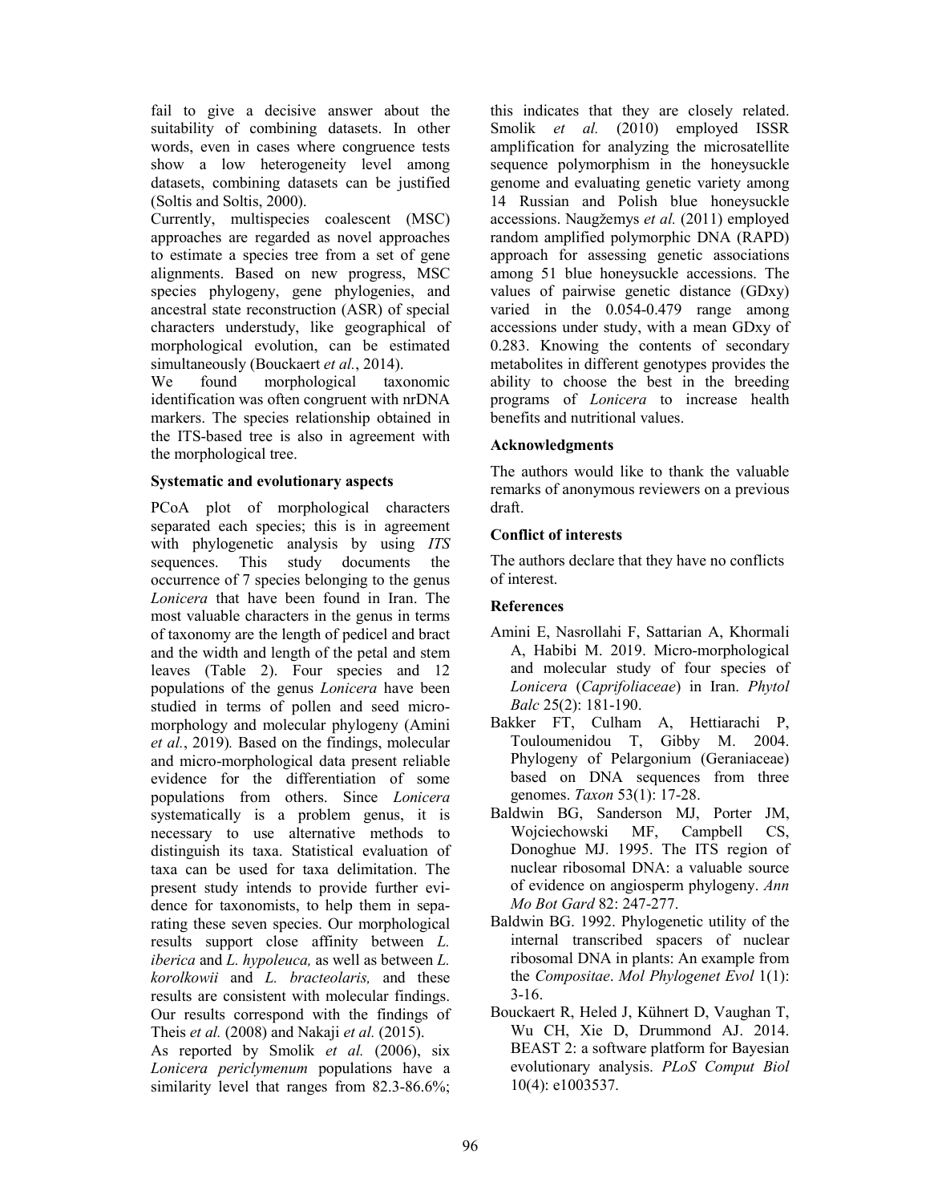fail to give a decisive answer about the suitability of combining datasets. In other words, even in cases where congruence tests show a low heterogeneity level among datasets, combining datasets can be justified (Soltis and Soltis, 2000).

Currently, multispecies coalescent (MSC) approaches are regarded as novel approaches to estimate a species tree from a set of gene alignments. Based on new progress, MSC species phylogeny, gene phylogenies, and ancestral state reconstruction (ASR) of special characters understudy, like geographical of morphological evolution, can be estimated simultaneously (Bouckaert *et al.*, 2014).

We found morphological taxonomic identification was often congruent with nrDNA markers. The species relationship obtained in the ITS-based tree is also in agreement with the morphological tree.

**Systematic and evolutionary aspects**

PCoA plot of morphological characters separated each species; this is in agreement with phylogenetic analysis by using *ITS* sequences. This study documents the occurrence of 7 species belonging to the genus *Lonicera* that have been found in Iran. The most valuable characters in the genus in terms of taxonomy are the length of pedicel and bract and the width and length of the petal and stem leaves (Table 2). Four species and 12 populations of the genus *Lonicera* have been studied in terms of pollen and seed micro-morphology and molecular phylogeny (Amini *et al.*, 2019)*.* Based on the findings, molecular and micro-morphological data present reliable evidence for the differentiation of some populations from others. Since *Lonicera* systematically is a problem genus, it is necessary to use alternative methods to distinguish its taxa. Statistical evaluation of taxa can be used for taxa delimitation. The present study intends to provide further evidence for taxonomists, to help them in separating these seven species. Our morphological results support close affinity between *L. iberica* and *L. hypoleuca,* as well as between *L. korolkowii* and *L. bracteolaris,* and these results are consistent with molecular findings. Our results correspond with the findings of Theis *et al.* (2008) and Nakaji *et al.* (2015).

As reported by Smolik *et al.* (2006), six *Lonicera periclymenum* populations have a similarity level that ranges from 82.3-86.6%; this indicates that they are closely related. Smolik *et al.* (2010) employed ISSR amplification for analyzing the microsatellite sequence polymorphism in the honeysuckle genome and evaluating genetic variety among 14 Russian and Polish blue honeysuckle accessions. Naugžemys *et al.* (2011) employed random amplified polymorphic DNA (RAPD) approach for assessing genetic associations among 51 blue honeysuckle accessions. The values of pairwise genetic distance (GDxy) varied in the 0.054-0.479 range among accessions under study, with a mean GDxy of 0.283. Knowing the contents of secondary metabolites in different genotypes provides the ability to choose the best in the breeding programs of *Lonicera* to increase health benefits and nutritional values.

## Acknowledgments

The authors would like to thank the valuable remarks of anonymous reviewers on a previous draft.

## Conflict of interests

The authors declare that they have no conflicts of interest.

## References

- Amini E, Nasrollahi F, Sattarian A, Khormali A, Habibi M. 2019. Micro-morphological and molecular study of four species of *Lonicera* (*Caprifoliaceae*) in Iran. *Phytol Balc* 25(2): 181-190.
- Bakker FT, Culham A, Hettiarachi P, Touloumenidou T, Gibby M. 2004. Phylogeny of Pelargonium (Geraniaceae) based on DNA sequences from three genomes. *Taxon* 53(1): 17-28.
- Baldwin BG, Sanderson MJ, Porter JM, Wojciechowski MF, Campbell CS, Donoghue MJ. 1995. The ITS region of nuclear ribosomal DNA: a valuable source of evidence on angiosperm phylogeny. *Ann Mo Bot Gard* 82: 247-277.
- Baldwin BG. 1992. Phylogenetic utility of the internal transcribed spacers of nuclear ribosomal DNA in plants: An example from the *Compositae*. *Mol Phylogenet Evol* 1(1): 3-16.
- Bouckaert R, Heled J, Kühnert D, Vaughan T, Wu CH, Xie D, Drummond AJ. 2014. BEAST 2: a software platform for Bayesian evolutionary analysis. *PLoS Comput Biol* 10(4): e1003537.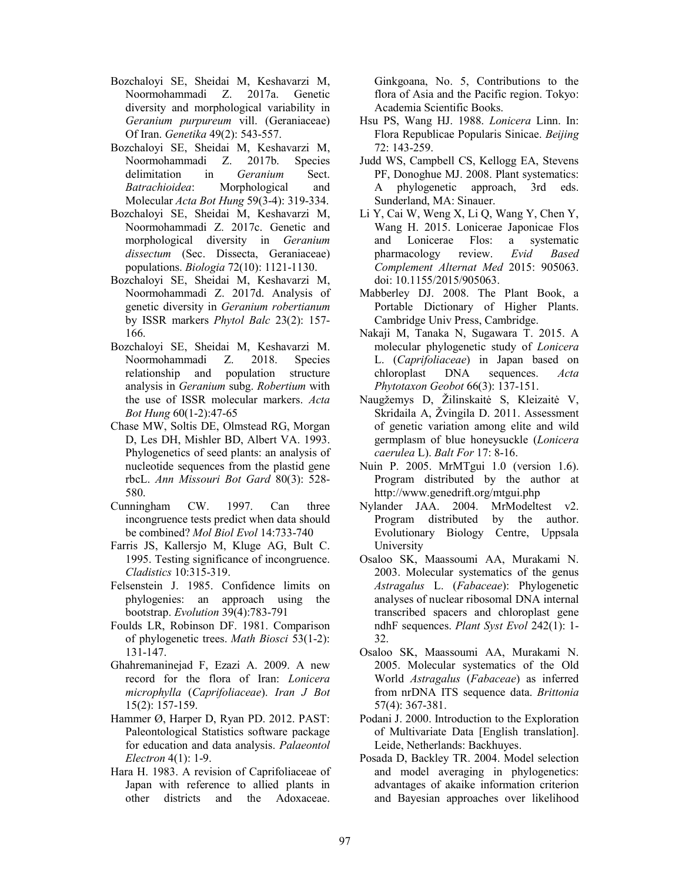Bozchaloyi SE, Sheidai M, Keshavarzi M, Noormohammadi Z. 2017a. Genetic diversity and morphological variability in *Geranium purpureum* vill. (Geraniaceae) Of Iran. *Genetika* 49(2): 543-557.

Bozchaloyi SE, Sheidai M, Keshavarzi M, Noormohammadi Z. 2017b. Species delimitation in *Geranium* Sect. *Batrachioidea*: Morphological and Molecular *Acta Bot Hung* 59(3-4): 319-334.

Bozchaloyi SE, Sheidai M, Keshavarzi M, Noormohammadi Z. 2017c. Genetic and morphological diversity in *Geranium dissectum* (Sec. Dissecta, Geraniaceae) populations. *Biologia* 72(10): 1121-1130.

Bozchaloyi SE, Sheidai M, Keshavarzi M, Noormohammadi Z. 2017d. Analysis of genetic diversity in *Geranium robertianum* by ISSR markers *Phytol Balc* 23(2): 157-166.

Bozchaloyi SE, Sheidai M, Keshavarzi M. Noormohammadi Z. 2018. Species relationship and population structure analysis in *Geranium* subg. *Robertium* with the use of ISSR molecular markers. *Acta Bot Hung* 60(1-2):47-65

Chase MW, Soltis DE, Olmstead RG, Morgan D, Les DH, Mishler BD, Albert VA. 1993. Phylogenetics of seed plants: an analysis of nucleotide sequences from the plastid gene rbcL. *Ann Missouri Bot Gard* 80(3): 528-580.

Cunningham CW. 1997. Can three incongruence tests predict when data should be combined? *Mol Biol Evol* 14:733-740

Farris JS, Kallersjo M, Kluge AG, Bult C. 1995. Testing significance of incongruence. *Cladistics* 10:315-319.

Felsenstein J. 1985. Confidence limits on phylogenies: an approach using the bootstrap. *Evolution* 39(4):783-791

Foulds LR, Robinson DF. 1981. Comparison of phylogenetic trees. *Math Biosci* 53(1-2): 131-147.

Ghahremaninejad F, Ezazi A. 2009. A new record for the flora of Iran: *Lonicera microphylla* (*Caprifoliaceae*). *Iran J Bot* 15(2): 157-159.

Hammer Ø, Harper D, Ryan PD. 2012. PAST: Paleontological Statistics software package for education and data analysis. *Palaeontol Electron* 4(1): 1-9.

Hara H. 1983. A revision of Caprifoliaceae of Japan with reference to allied plants in other districts and the Adoxaceae. Ginkgoana, No. 5, Contributions to the flora of Asia and the Pacific region. Tokyo: Academia Scientific Books.

Hsu PS, Wang HJ. 1988. *Lonicera* Linn. In: Flora Republicae Popularis Sinicae. *Beijing* 72: 143-259.

Judd WS, Campbell CS, Kellogg EA, Stevens PF, Donoghue MJ. 2008. Plant systematics: A phylogenetic approach, 3rd eds. Sunderland, MA: Sinauer.

Li Y, Cai W, Weng X, Li Q, Wang Y, Chen Y, Wang H. 2015. Lonicerae Japonicae Flos and Lonicerae Flos: a systematic pharmacology review. *Evid Based Complement Alternat Med* 2015: 905063. doi: 10.1155/2015/905063.

Mabberley DJ. 2008. The Plant Book, a Portable Dictionary of Higher Plants. Cambridge Univ Press, Cambridge.

Nakaji M, Tanaka N, Sugawara T. 2015. A molecular phylogenetic study of *Lonicera* L. (*Caprifoliaceae*) in Japan based on chloroplast DNA sequences. *Acta Phytotaxon Geobot* 66(3): 137-151.

Naugžemys D, Žilinskaitė S, Kleizaitė V, Skridaila A, Žvingila D. 2011. Assessment of genetic variation among elite and wild germplasm of blue honeysuckle (*Lonicera caerulea* L). *Balt For* 17: 8-16.

Nuin P. 2005. MrMTgui 1.0 (version 1.6). Program distributed by the author at http://www.genedrift.org/mtgui.php

Nylander JAA. 2004. MrModeltest v2. Program distributed by the author. Evolutionary Biology Centre, Uppsala University

Osaloo SK, Maassoumi AA, Murakami N. 2003. Molecular systematics of the genus *Astragalus* L. (*Fabaceae*): Phylogenetic analyses of nuclear ribosomal DNA internal transcribed spacers and chloroplast gene ndhF sequences. *Plant Syst Evol* 242(1): 1-32.

Osaloo SK, Maassoumi AA, Murakami N. 2005. Molecular systematics of the Old World *Astragalus* (*Fabaceae*) as inferred from nrDNA ITS sequence data. *Brittonia* 57(4): 367-381.

Podani J. 2000. Introduction to the Exploration of Multivariate Data [English translation]. Leide, Netherlands: Backhuyes.

Posada D, Backley TR. 2004. Model selection and model averaging in phylogenetics: advantages of akaike information criterion and Bayesian approaches over likelihood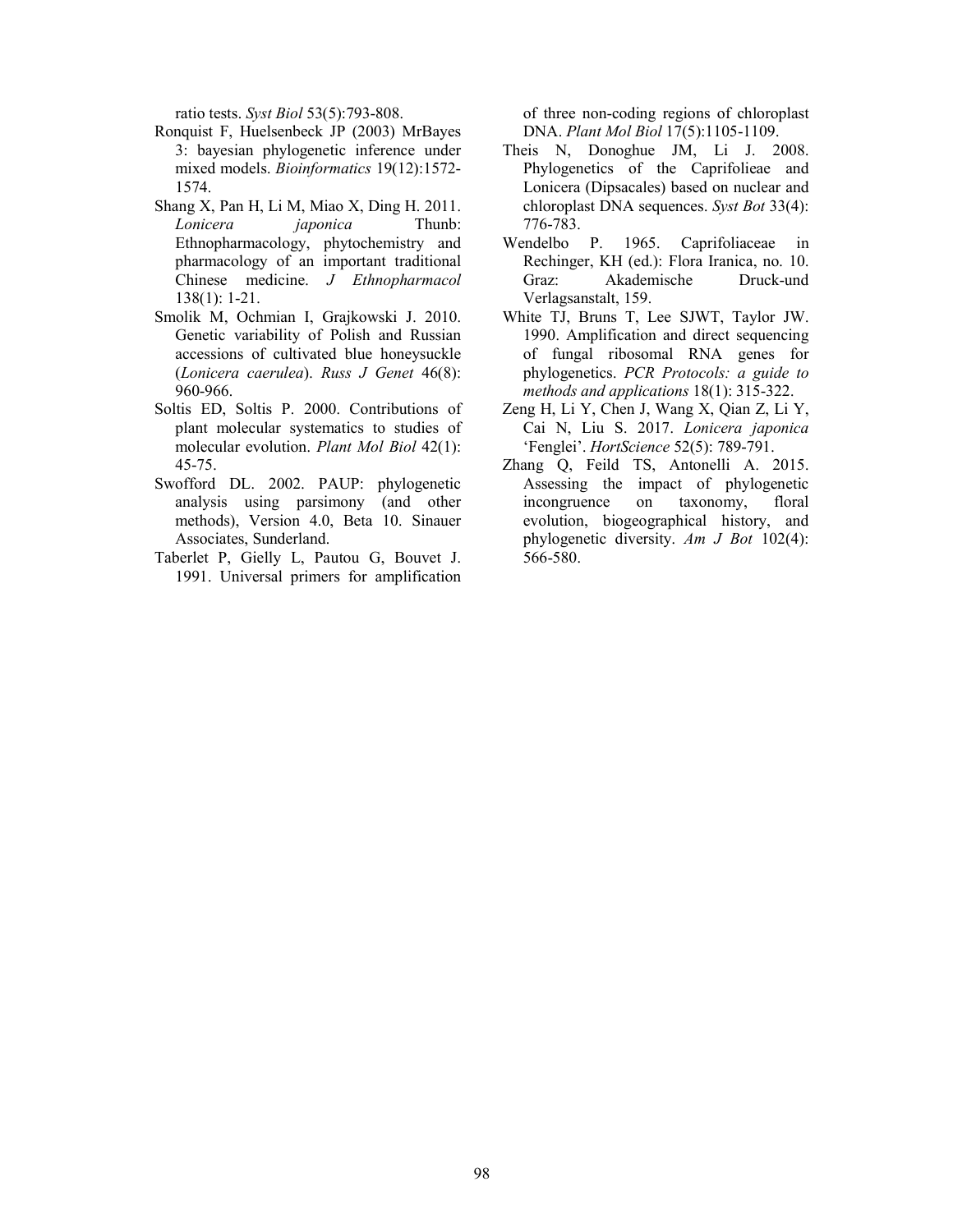ratio tests. *Syst Biol* 53(5):793-808.

Ronquist F, Huelsenbeck JP (2003) MrBayes 3: bayesian phylogenetic inference under mixed models. *Bioinformatics* 19(12):1572-1574.

Shang X, Pan H, Li M, Miao X, Ding H. 2011. *Lonicera japonica* Thunb: Ethnopharmacology, phytochemistry and pharmacology of an important traditional Chinese medicine. *J Ethnopharmacol* 138(1): 1-21.

Smolik M, Ochmian I, Grajkowski J. 2010. Genetic variability of Polish and Russian accessions of cultivated blue honeysuckle (*Lonicera caerulea*). *Russ J Genet* 46(8): 960-966.

Soltis ED, Soltis P. 2000. Contributions of plant molecular systematics to studies of molecular evolution. *Plant Mol Biol* 42(1): 45-75.

Swofford DL. 2002. PAUP: phylogenetic analysis using parsimony (and other methods), Version 4.0, Beta 10. Sinauer Associates, Sunderland.

Taberlet P, Gielly L, Pautou G, Bouvet J. 1991. Universal primers for amplification of three non-coding regions of chloroplast DNA. *Plant Mol Biol* 17(5):1105-1109.

Theis N, Donoghue JM, Li J. 2008. Phylogenetics of the Caprifolieae and Lonicera (Dipsacales) based on nuclear and chloroplast DNA sequences. *Syst Bot* 33(4): 776-783.

Wendelbo P. 1965. Caprifoliaceae in Rechinger, KH (ed.): Flora Iranica, no. 10. Graz: Akademische Druck-und Verlagsanstalt, 159.

White TJ, Bruns T, Lee SJWT, Taylor JW. 1990. Amplification and direct sequencing of fungal ribosomal RNA genes for phylogenetics. *PCR Protocols: a guide to methods and applications* 18(1): 315-322.

Zeng H, Li Y, Chen J, Wang X, Qian Z, Li Y, Cai N, Liu S. 2017. *Lonicera japonica* 'Fenglei'. *HortScience* 52(5): 789-791.

Zhang Q, Feild TS, Antonelli A. 2015. Assessing the impact of phylogenetic incongruence on taxonomy, floral evolution, biogeographical history, and phylogenetic diversity. *Am J Bot* 102(4): 566-580.